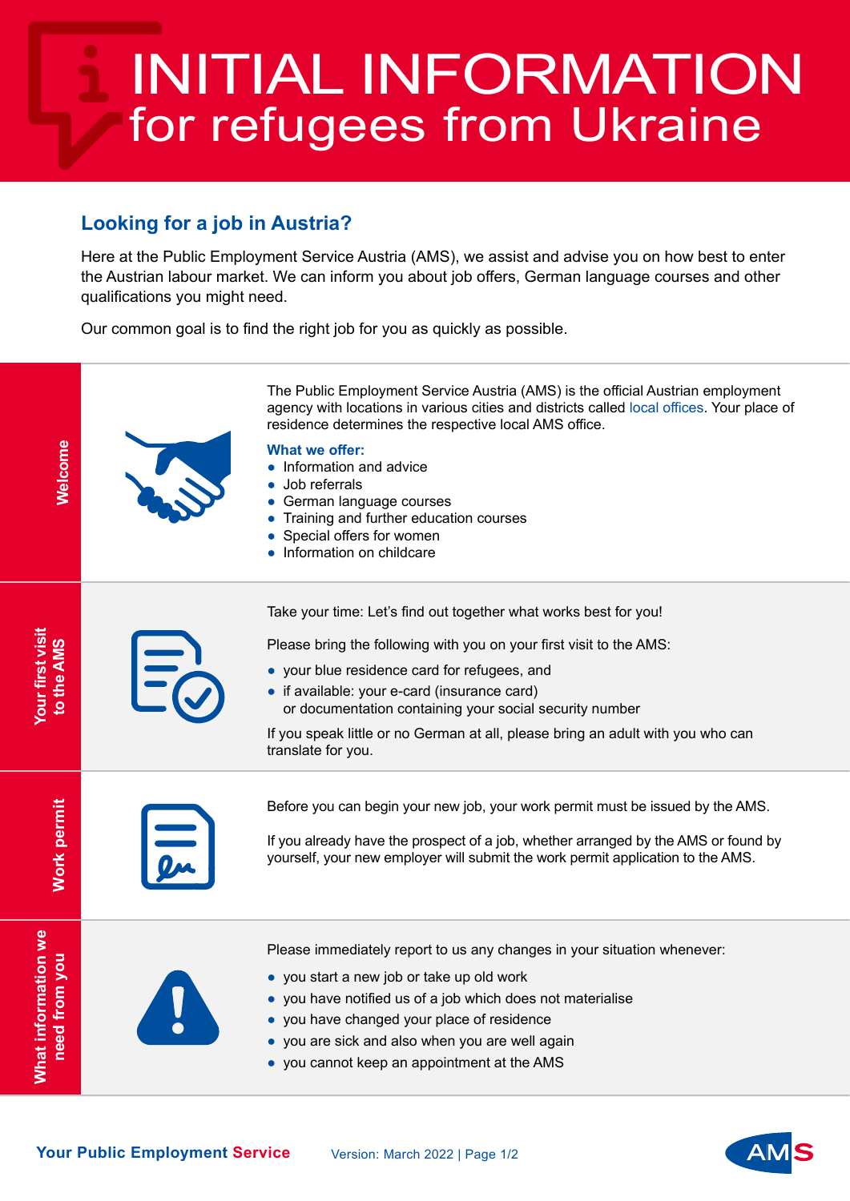# INITIAL INFORMATION for refugees from Ukraine

## Looking for a job in Austria?

Here at the Public Employment Service Austria (AMS), we assist and advise you on how best to enter the Austrian labour market. We can inform you about job offers, German language courses and other qualifications you might need.

Our common goal is to find the right job for you as quickly as possible.

### Welcome

The Public Employment Service Austria (AMS) is the official Austrian employment agency with locations in various cities and districts called local offices. Your place of residence determines the respective local AMS office.

**What we offer:**

- Information and advice
- Job referrals
- German language courses
- Training and further education courses
- Special offers for women
- Information on childcare

### Your first visit to the AMS

Take your time: Let's find out together what works best for you!

Please bring the following with you on your first visit to the AMS:

- your blue residence card for refugees, and
- if available: your e-card (insurance card) or documentation containing your social security number

If you speak little or no German at all, please bring an adult with you who can translate for you.

### Work permit

Before you can begin your new job, your work permit must be issued by the AMS.

If you already have the prospect of a job, whether arranged by the AMS or found by yourself, your new employer will submit the work permit application to the AMS.

### What information we need from you

Please immediately report to us any changes in your situation whenever:

- you start a new job or take up old work
- you have notified us of a job which does not materialise
- you have changed your place of residence
- you are sick and also when you are well again
- you cannot keep an appointment at the AMS

Your Public Employment Service

Version: March 2022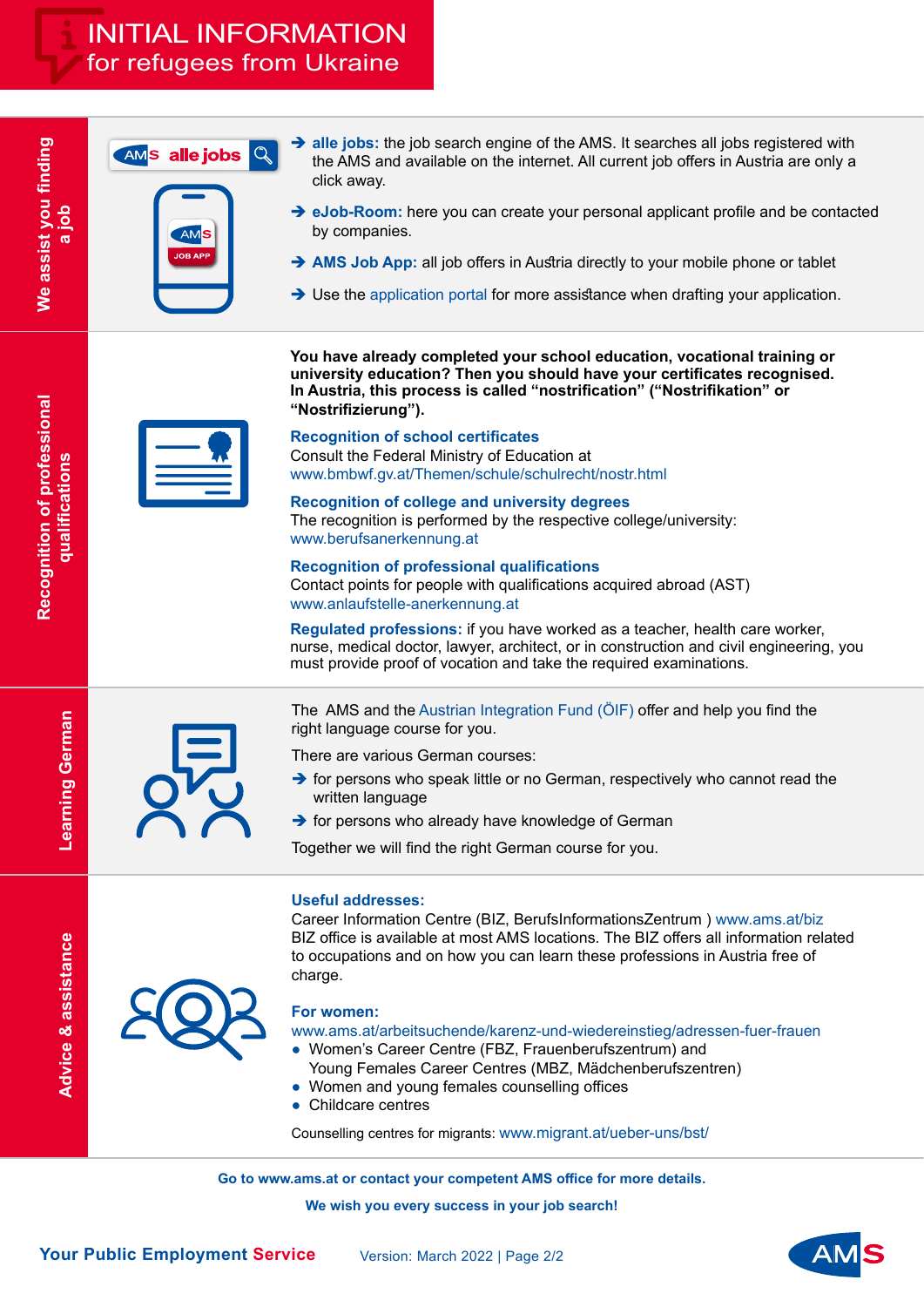# INITIAL INFORMATION for refugees from Ukraine

## We assist you finding a job

- **alle jobs:** the job search engine of the AMS. It searches all jobs registered with the AMS and available on the internet. All current job offers in Austria are only a click away.
- **eJob-Room:** here you can create your personal applicant profile and be contacted by companies.
- **AMS Job App:** all job offers in Austria directly to your mobile phone or tablet
- Use the application portal for more assistance when drafting your application.

## Recognition of professional qualifications

**You have already completed your school education, vocational training or university education? Then you should have your certificates recognised. In Austria, this process is called "nostrification" ("Nostrifikation" or "Nostrifizierung").**

**Recognition of school certificates**
Consult the Federal Ministry of Education at
www.bmbwf.gv.at/Themen/schule/schulrecht/nostr.html

**Recognition of college and university degrees**
The recognition is performed by the respective college/university:
www.berufsanerkennung.at

**Recognition of professional qualifications**
Contact points for people with qualifications acquired abroad (AST)
www.anlaufstelle-anerkennung.at

**Regulated professions:** if you have worked as a teacher, health care worker, nurse, medical doctor, lawyer, architect, or in construction and civil engineering, you must provide proof of vocation and take the required examinations.

## Learning German

The AMS and the Austrian Integration Fund (ÖIF) offer and help you find the right language course for you.

There are various German courses:

- for persons who speak little or no German, respectively who cannot read the written language
- for persons who already have knowledge of German

Together we will find the right German course for you.

## Advice & assistance

**Useful addresses:**
Career Information Centre (BIZ, BerufsInformationsZentrum ) www.ams.at/biz
BIZ office is available at most AMS locations. The BIZ offers all information related to occupations and on how you can learn these professions in Austria free of charge.

**For women:**
www.ams.at/arbeitsuchende/karenz-und-wiedereinstieg/adressen-fuer-frauen

- Women's Career Centre (FBZ, Frauenberufszentrum) and Young Females Career Centres (MBZ, Mädchenberufszentren)
- Women and young females counselling offices
- Childcare centres

Counselling centres for migrants: www.migrant.at/ueber-uns/bst/

**Go to www.ams.at or contact your competent AMS office for more details.**

**We wish you every success in your job search!**

**Your Public Employment Service**

Version: March 2022